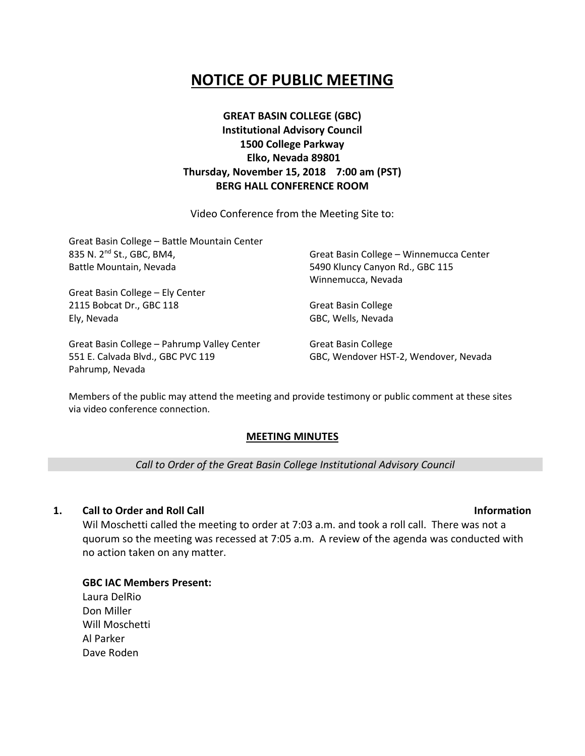# NOTICE OF PUBLIC MEETING

**GREAT BASIN COLLEGE (GBC)**
**Institutional Advisory Council**
**1500 College Parkway**
**Elko, Nevada 89801**
**Thursday, November 15, 2018 7:00 am (PST)**
**BERG HALL CONFERENCE ROOM**

Video Conference from the Meeting Site to:

Great Basin College – Battle Mountain Center
835 N. 2nd St., GBC, BM4,
Battle Mountain, Nevada

Great Basin College – Ely Center
2115 Bobcat Dr., GBC 118
Ely, Nevada

Great Basin College – Pahrump Valley Center
551 E. Calvada Blvd., GBC PVC 119
Pahrump, Nevada

Great Basin College – Winnemucca Center
5490 Kluncy Canyon Rd., GBC 115
Winnemucca, Nevada

Great Basin College
GBC, Wells, Nevada

Great Basin College
GBC, Wendover HST-2, Wendover, Nevada

Members of the public may attend the meeting and provide testimony or public comment at these sites via video conference connection.

## MEETING MINUTES

*Call to Order of the Great Basin College Institutional Advisory Council*

### 1. Call to Order and Roll Call — Information

Wil Moschetti called the meeting to order at 7:03 a.m. and took a roll call. There was not a quorum so the meeting was recessed at 7:05 a.m. A review of the agenda was conducted with no action taken on any matter.

**GBC IAC Members Present:**

Laura DelRio
Don Miller
Will Moschetti
Al Parker
Dave Roden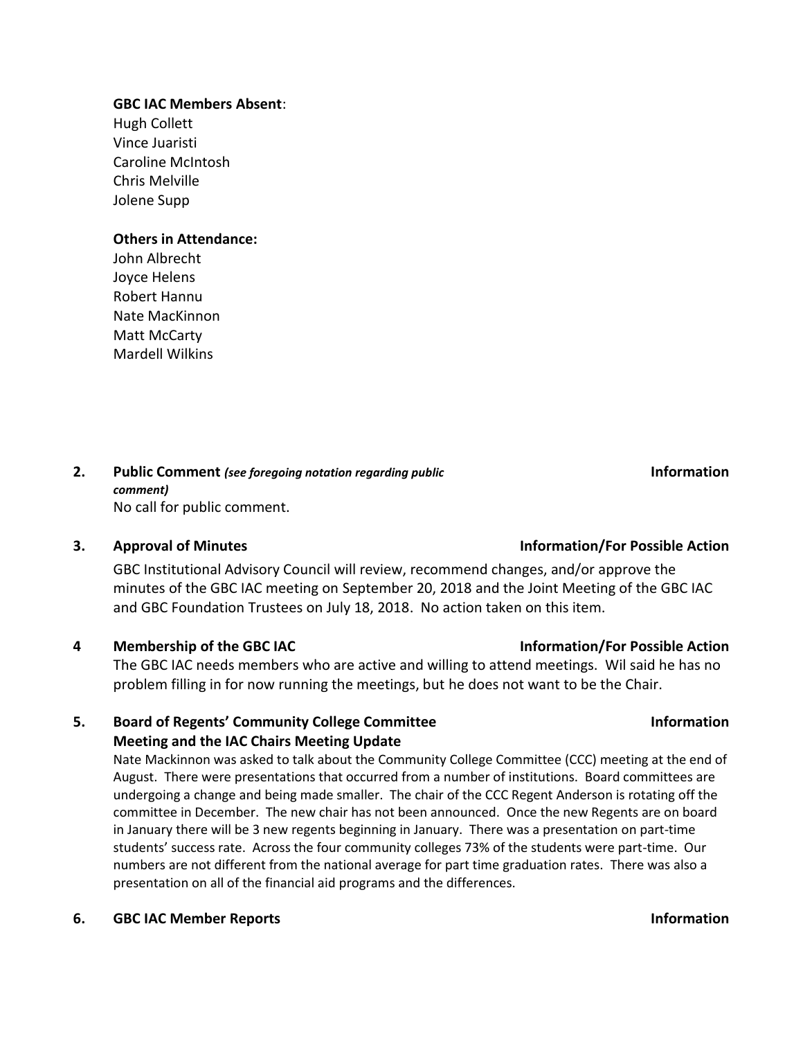**GBC IAC Members Absent**:
Hugh Collett
Vince Juaristi
Caroline McIntosh
Chris Melville
Jolene Supp

**Others in Attendance:**
John Albrecht
Joyce Helens
Robert Hannu
Nate MacKinnon
Matt McCarty
Mardell Wilkins

**2. Public Comment** ***(see foregoing notation regarding public comment)*** **Information**

No call for public comment.

**3. Approval of Minutes** **Information/For Possible Action**

GBC Institutional Advisory Council will review, recommend changes, and/or approve the minutes of the GBC IAC meeting on September 20, 2018 and the Joint Meeting of the GBC IAC and GBC Foundation Trustees on July 18, 2018. No action taken on this item.

**4 Membership of the GBC IAC** **Information/For Possible Action**

The GBC IAC needs members who are active and willing to attend meetings. Wil said he has no problem filling in for now running the meetings, but he does not want to be the Chair.

**5. Board of Regents' Community College Committee Meeting and the IAC Chairs Meeting Update** **Information**

Nate Mackinnon was asked to talk about the Community College Committee (CCC) meeting at the end of August. There were presentations that occurred from a number of institutions. Board committees are undergoing a change and being made smaller. The chair of the CCC Regent Anderson is rotating off the committee in December. The new chair has not been announced. Once the new Regents are on board in January there will be 3 new regents beginning in January. There was a presentation on part-time students' success rate. Across the four community colleges 73% of the students were part-time. Our numbers are not different from the national average for part time graduation rates. There was also a presentation on all of the financial aid programs and the differences.

**6. GBC IAC Member Reports** **Information**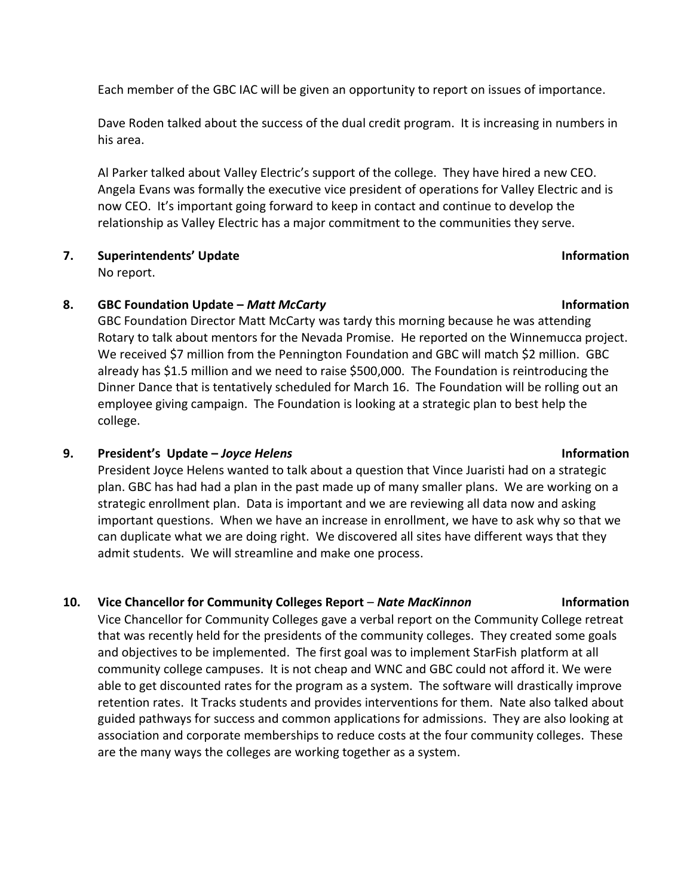Each member of the GBC IAC will be given an opportunity to report on issues of importance.

Dave Roden talked about the success of the dual credit program. It is increasing in numbers in his area.

Al Parker talked about Valley Electric's support of the college. They have hired a new CEO. Angela Evans was formally the executive vice president of operations for Valley Electric and is now CEO. It's important going forward to keep in contact and continue to develop the relationship as Valley Electric has a major commitment to the communities they serve.

**7. Superintendents' Update** **Information**

No report.

**8. GBC Foundation Update – *Matt McCarty*** **Information**

GBC Foundation Director Matt McCarty was tardy this morning because he was attending Rotary to talk about mentors for the Nevada Promise. He reported on the Winnemucca project. We received $7 million from the Pennington Foundation and GBC will match $2 million. GBC already has $1.5 million and we need to raise $500,000. The Foundation is reintroducing the Dinner Dance that is tentatively scheduled for March 16. The Foundation will be rolling out an employee giving campaign. The Foundation is looking at a strategic plan to best help the college.

**9. President's Update – *Joyce Helens*** **Information**

President Joyce Helens wanted to talk about a question that Vince Juaristi had on a strategic plan. GBC has had had a plan in the past made up of many smaller plans. We are working on a strategic enrollment plan. Data is important and we are reviewing all data now and asking important questions. When we have an increase in enrollment, we have to ask why so that we can duplicate what we are doing right. We discovered all sites have different ways that they admit students. We will streamline and make one process.

**10. Vice Chancellor for Community Colleges Report – *Nate MacKinnon*** **Information**

Vice Chancellor for Community Colleges gave a verbal report on the Community College retreat that was recently held for the presidents of the community colleges. They created some goals and objectives to be implemented. The first goal was to implement StarFish platform at all community college campuses. It is not cheap and WNC and GBC could not afford it. We were able to get discounted rates for the program as a system. The software will drastically improve retention rates. It Tracks students and provides interventions for them. Nate also talked about guided pathways for success and common applications for admissions. They are also looking at association and corporate memberships to reduce costs at the four community colleges. These are the many ways the colleges are working together as a system.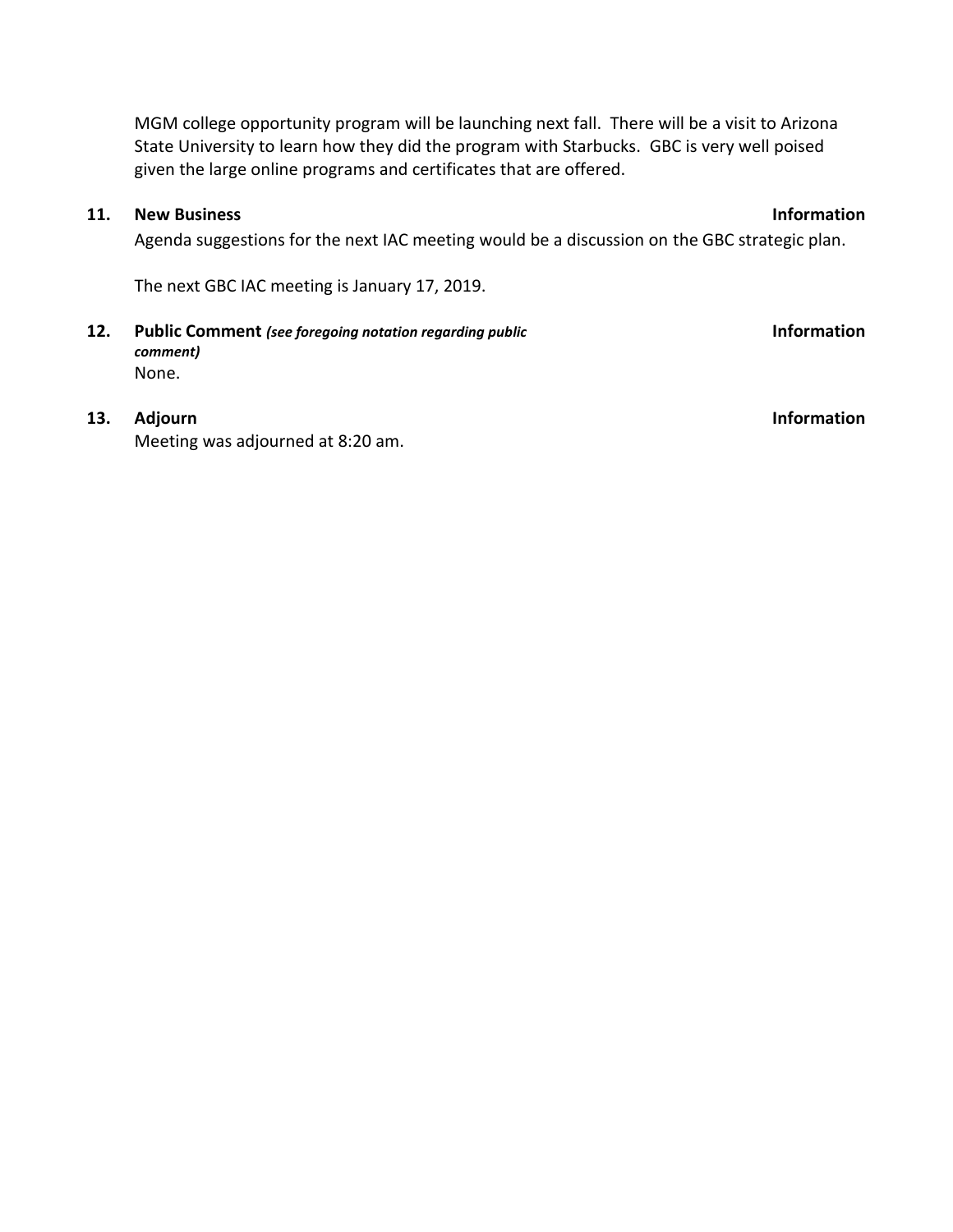MGM college opportunity program will be launching next fall. There will be a visit to Arizona State University to learn how they did the program with Starbucks. GBC is very well poised given the large online programs and certificates that are offered.

**11. New Business** **Information**

Agenda suggestions for the next IAC meeting would be a discussion on the GBC strategic plan.

The next GBC IAC meeting is January 17, 2019.

**12. Public Comment** ***(see foregoing notation regarding public comment)*** **Information**

None.

**13. Adjourn** **Information**

Meeting was adjourned at 8:20 am.